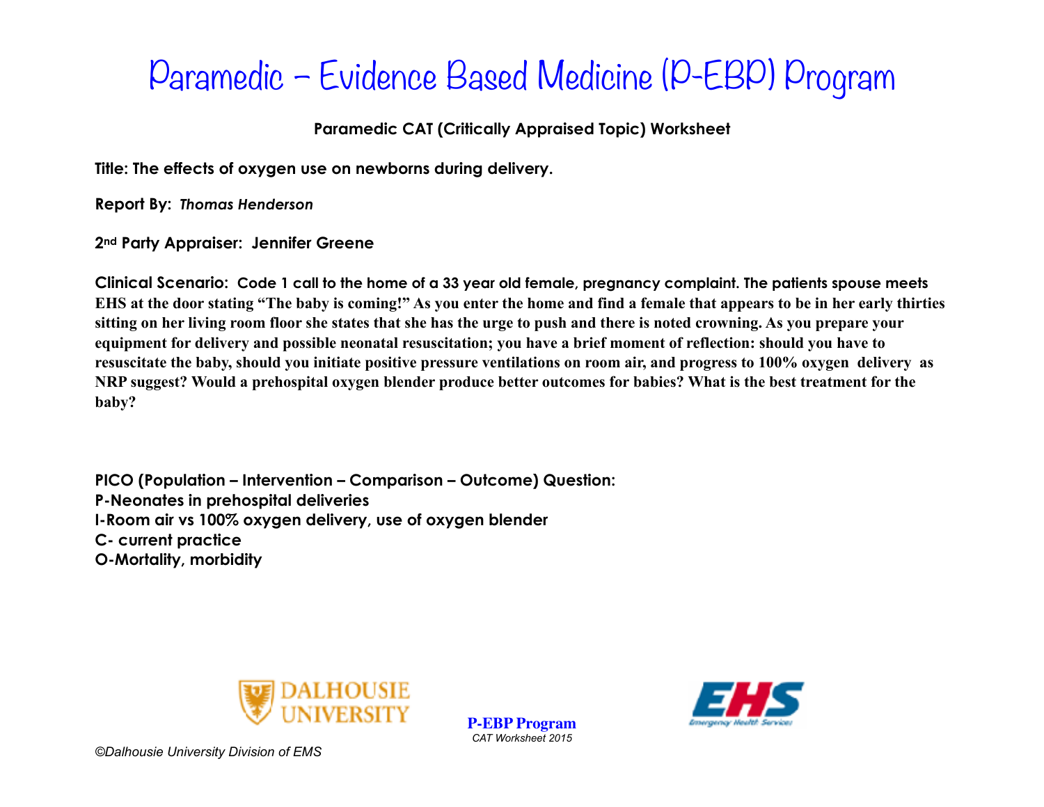# Paramedic – Evidence Based Medicine (P-EBP) Program

**Paramedic CAT (Critically Appraised Topic) Worksheet**

**Title: The effects of oxygen use on newborns during delivery.**

**Report By:** ***Thomas Henderson***

**2nd Party Appraiser: Jennifer Greene**

**Clinical Scenario: Code 1 call to the home of a 33 year old female, pregnancy complaint. The patients spouse meets EHS at the door stating "The baby is coming!" As you enter the home and find a female that appears to be in her early thirties sitting on her living room floor she states that she has the urge to push and there is noted crowning. As you prepare your equipment for delivery and possible neonatal resuscitation; you have a brief moment of reflection: should you have to resuscitate the baby, should you initiate positive pressure ventilations on room air, and progress to 100% oxygen delivery as NRP suggest? Would a prehospital oxygen blender produce better outcomes for babies? What is the best treatment for the baby?**

**PICO (Population – Intervention – Comparison – Outcome) Question:**
**P-Neonates in prehospital deliveries**
**I-Room air vs 100% oxygen delivery, use of oxygen blender**
**C- current practice**
**O-Mortality, morbidity**

DALHOUSIE UNIVERSITY

**P-EBP Program**
*CAT Worksheet 2015*

EHS Emergency Health Services

*©Dalhousie University Division of EMS*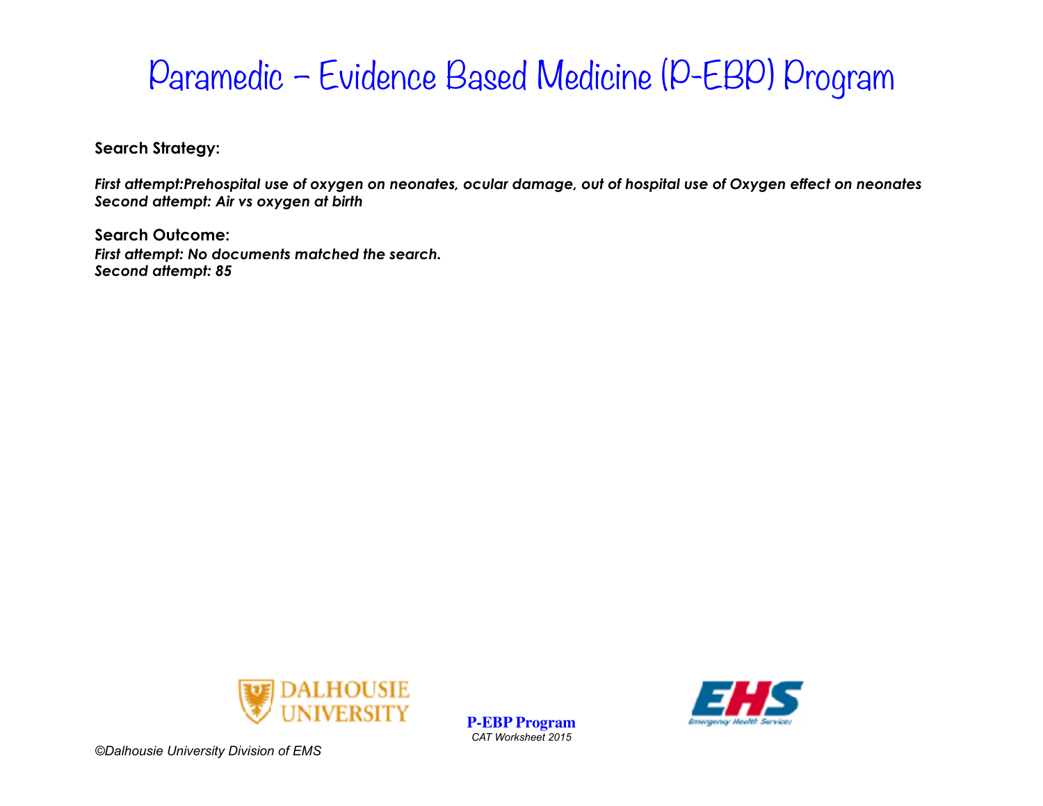**Search Strategy:**

***First attempt:Prehospital use of oxygen on neonates, ocular damage, out of hospital use of Oxygen effect on neonates***
***Second attempt: Air vs oxygen at birth***

**Search Outcome:**
***First attempt: No documents matched the search.***
***Second attempt: 85***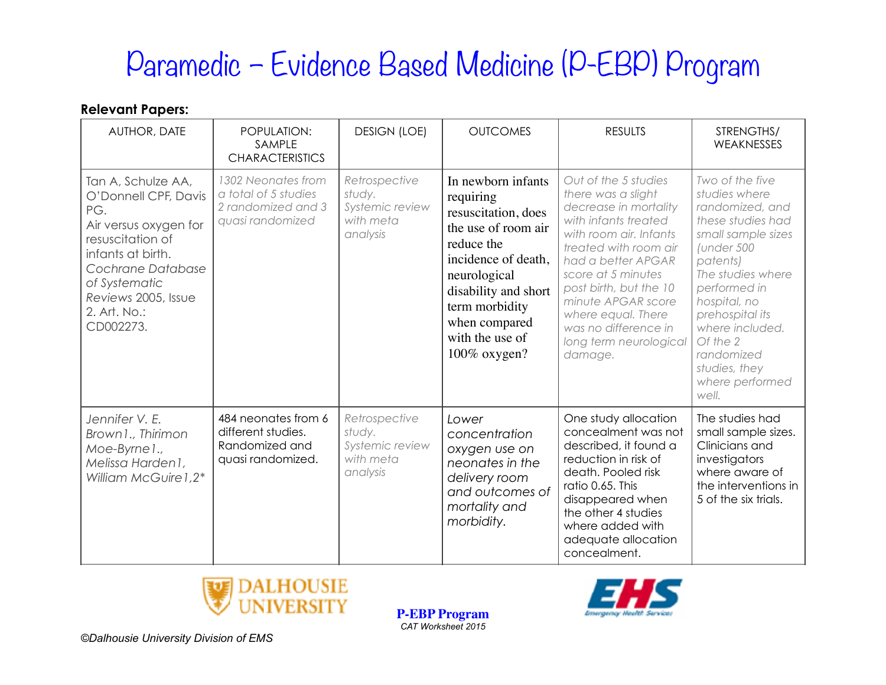# Paramedic – Evidence Based Medicine (P-EBP) Program

**Relevant Papers:**

| AUTHOR, DATE | POPULATION: SAMPLE CHARACTERISTICS | DESIGN (LOE) | OUTCOMES | RESULTS | STRENGTHS/ WEAKNESSES |
|---|---|---|---|---|---|
| Tan A, Schulze AA, O'Donnell CPF, Davis PG. Air versus oxygen for resuscitation of infants at birth. *Cochrane Database of Systematic Reviews* 2005, Issue 2. Art. No.: CD002273. | *1302 Neonates from a total of 5 studies 2 randomized and 3 quasi randomized* | *Retrospective study. Systemic review with meta analysis* | In newborn infants requiring resuscitation, does the use of room air reduce the incidence of death, neurological disability and short term morbidity when compared with the use of 100% oxygen? | *Out of the 5 studies there was a slight decrease in mortality with infants treated with room air. Infants treated with room air had a better APGAR score at 5 minutes post birth, but the 10 minute APGAR score where equal. There was no difference in long term neurological damage.* | *Two of the five studies where randomized, and these studies had small sample sizes (under 500 patents) The studies where performed in hospital, no prehospital its where included. Of the 2 randomized studies, they where performed well.* |
| *Jennifer V. E. Brown1., Thirimon Moe-Byrne1., Melissa Harden1, William McGuire1,2\** | 484 neonates from 6 different studies. Randomized and quasi randomized. | *Retrospective study. Systemic review with meta analysis* | *Lower concentration oxygen use on neonates in the delivery room and outcomes of mortality and morbidity.* | One study allocation concealment was not described, it found a reduction in risk of death. Pooled risk ratio 0.65. This disappeared when the other 4 studies where added with adequate allocation concealment. | The studies had small sample sizes. Clinicians and investigators where aware of the interventions in 5 of the six trials. |

DALHOUSIE UNIVERSITY

**P-EBP Program**
*CAT Worksheet 2015*

EHS Emergency Health Services

*©Dalhousie University Division of EMS*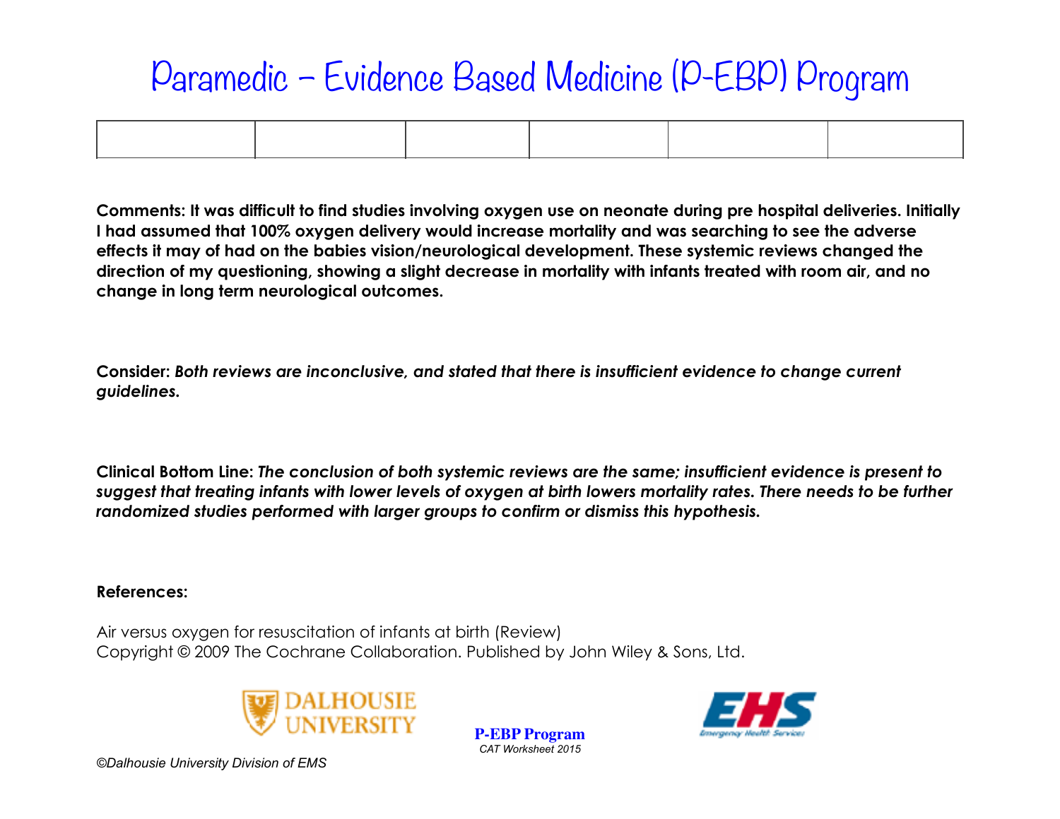# Paramedic – Evidence Based Medicine (P-EBP) Program

| | | | | | |
|---|---|---|---|---|---|
| | | | | | |

**Comments: It was difficult to find studies involving oxygen use on neonate during pre hospital deliveries. Initially I had assumed that 100% oxygen delivery would increase mortality and was searching to see the adverse effects it may of had on the babies vision/neurological development. These systemic reviews changed the direction of my questioning, showing a slight decrease in mortality with infants treated with room air, and no change in long term neurological outcomes.**

**Consider:** ***Both reviews are inconclusive, and stated that there is insufficient evidence to change current guidelines.***

**Clinical Bottom Line:** ***The conclusion of both systemic reviews are the same; insufficient evidence is present to suggest that treating infants with lower levels of oxygen at birth lowers mortality rates. There needs to be further randomized studies performed with larger groups to confirm or dismiss this hypothesis.***

**References:**

Air versus oxygen for resuscitation of infants at birth (Review)
Copyright © 2009 The Cochrane Collaboration. Published by John Wiley & Sons, Ltd.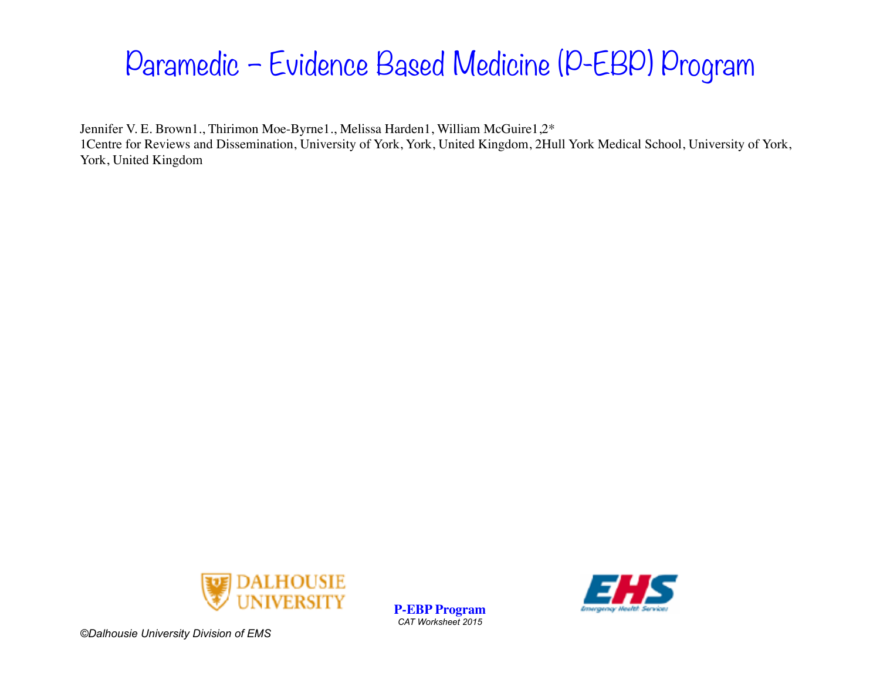# Paramedic - Evidence Based Medicine (P-EBP) Program

Jennifer V. E. Brown[1]., Thirimon Moe-Byrne[1]., Melissa Harden[1], William McGuire[1,2]*
[1]Centre for Reviews and Dissemination, University of York, York, United Kingdom, [2]Hull York Medical School, University of York, York, United Kingdom

DALHOUSIE UNIVERSITY

**P-EBP Program**
*CAT Worksheet 2015*

EHS
*Emergency Health Services*

*©Dalhousie University Division of EMS*